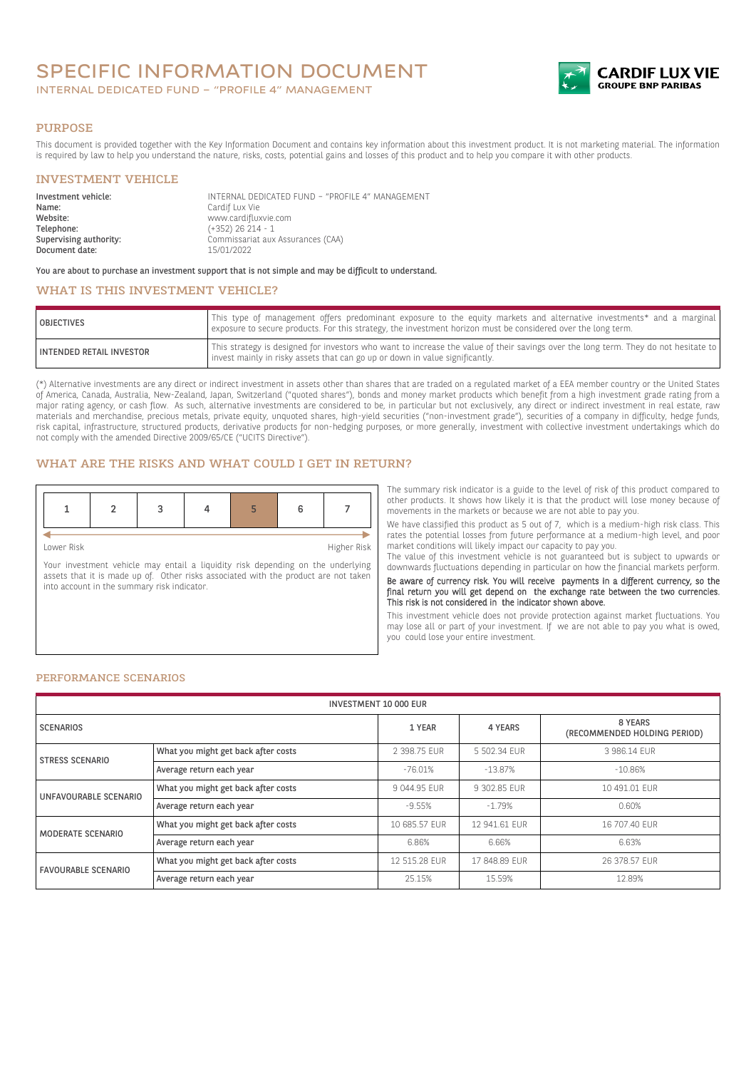# SPECIFIC INFORMATION DOCUMENT

INTERNAL DEDICATED FUND – "PROFILE 4" MANAGEMENT

CARDIF LUX VIE
GROUPE BNP PARIBAS

## PURPOSE

This document is provided together with the Key Information Document and contains key information about this investment product. It is not marketing material. The information is required by law to help you understand the nature, risks, costs, potential gains and losses of this product and to help you compare it with other products.

## INVESTMENT VEHICLE

**Investment vehicle:** INTERNAL DEDICATED FUND – "PROFILE 4" MANAGEMENT
**Name:** Cardif Lux Vie
**Website:** www.cardifluxvie.com
**Telephone:** (+352) 26 214 - 1
**Supervising authority:** Commissariat aux Assurances (CAA)
**Document date:** 15/01/2022

**You are about to purchase an investment support that is not simple and may be difficult to understand.**

## WHAT IS THIS INVESTMENT VEHICLE?

| | |
|---|---|
| OBJECTIVES | This type of management offers predominant exposure to the equity markets and alternative investments* and a marginal exposure to secure products. For this strategy, the investment horizon must be considered over the long term. |
| INTENDED RETAIL INVESTOR | This strategy is designed for investors who want to increase the value of their savings over the long term. They do not hesitate to invest mainly in risky assets that can go up or down in value significantly. |

(*) Alternative investments are any direct or indirect investment in assets other than shares that are traded on a regulated market of a EEA member country or the United States of America, Canada, Australia, New-Zealand, Japan, Switzerland ("quoted shares"), bonds and money market products which benefit from a high investment grade rating from a major rating agency, or cash flow. As such, alternative investments are considered to be, in particular but not exclusively, any direct or indirect investment in real estate, raw materials and merchandise, precious metals, private equity, unquoted shares, high-yield securities ("non-investment grade"), securities of a company in difficulty, hedge funds, risk capital, infrastructure, structured products, derivative products for non-hedging purposes, or more generally, investment with collective investment undertakings which do not comply with the amended Directive 2009/65/CE ("UCITS Directive").

## WHAT ARE THE RISKS AND WHAT COULD I GET IN RETURN?

| 1 | 2 | 3 | 4 | 5 | 6 | 7 |
|---|---|---|---|---|---|---|

Lower Risk — Higher Risk

Your investment vehicle may entail a liquidity risk depending on the underlying assets that it is made up of. Other risks associated with the product are not taken into account in the summary risk indicator.

The summary risk indicator is a guide to the level of risk of this product compared to other products. It shows how likely it is that the product will lose money because of movements in the markets or because we are not able to pay you.

We have classified this product as 5 out of 7, which is a medium-high risk class. This rates the potential losses from future performance at a medium-high level, and poor market conditions will likely impact our capacity to pay you.

The value of this investment vehicle is not guaranteed but is subject to upwards or downwards fluctuations depending in particular on how the financial markets perform.

**Be aware of currency risk. You will receive payments in a different currency, so the final return you will get depend on the exchange rate between the two currencies. This risk is not considered in the indicator shown above.**

This investment vehicle does not provide protection against market fluctuations. You may lose all or part of your investment. If we are not able to pay you what is owed, you could lose your entire investment.

### PERFORMANCE SCENARIOS

| INVESTMENT 10 000 EUR | | | | |
|---|---|---|---|---|
| SCENARIOS | | 1 YEAR | 4 YEARS | 8 YEARS (RECOMMENDED HOLDING PERIOD) |
| STRESS SCENARIO | What you might get back after costs | 2 398.75 EUR | 5 502.34 EUR | 3 986.14 EUR |
| | Average return each year | -76.01% | -13.87% | -10.86% |
| UNFAVOURABLE SCENARIO | What you might get back after costs | 9 044.95 EUR | 9 302.85 EUR | 10 491.01 EUR |
| | Average return each year | -9.55% | -1.79% | 0.60% |
| MODERATE SCENARIO | What you might get back after costs | 10 685.57 EUR | 12 941.61 EUR | 16 707.40 EUR |
| | Average return each year | 6.86% | 6.66% | 6.63% |
| FAVOURABLE SCENARIO | What you might get back after costs | 12 515.28 EUR | 17 848.89 EUR | 26 378.57 EUR |
| | Average return each year | 25.15% | 15.59% | 12.89% |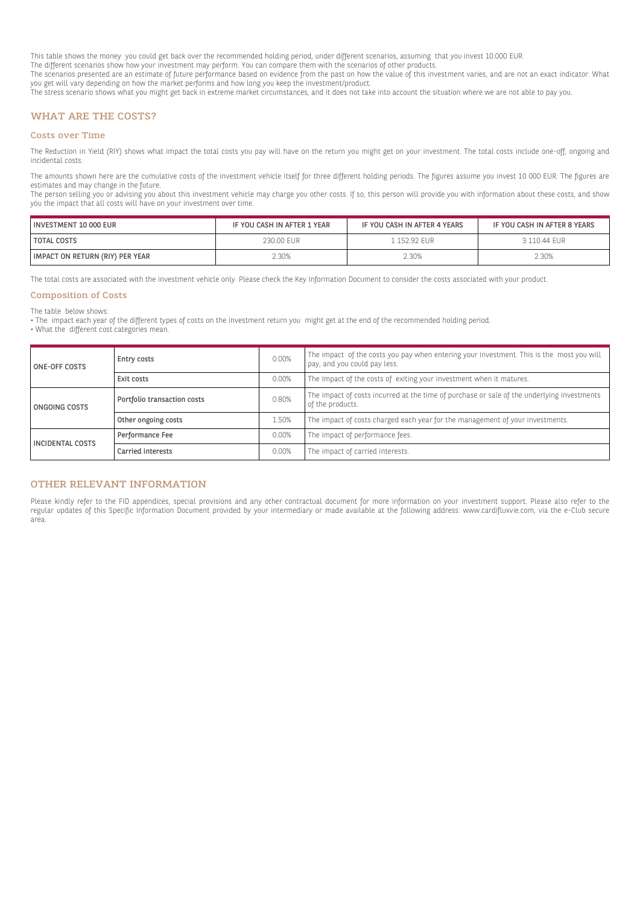This table shows the money you could get back over the recommended holding period, under different scenarios, assuming that you invest 10.000 EUR.
The different scenarios show how your investment may perform. You can compare them with the scenarios of other products.
The scenarios presented are an estimate of future performance based on evidence from the past on how the value of this investment varies, and are not an exact indicator. What you get will vary depending on how the market performs and how long you keep the investment/product.
The stress scenario shows what you might get back in extreme market circumstances, and it does not take into account the situation where we are not able to pay you.

## WHAT ARE THE COSTS?

### Costs over Time

The Reduction in Yield (RIY) shows what impact the total costs you pay will have on the return you might get on your investment. The total costs include one-off, ongoing and incidental costs.

The amounts shown here are the cumulative costs of the investment vehicle itself for three different holding periods. The figures assume you invest 10 000 EUR. The figures are estimates and may change in the future.
The person selling you or advising you about this investment vehicle may charge you other costs. If so, this person will provide you with information about these costs, and show you the impact that all costs will have on your investment over time.

| INVESTMENT 10 000 EUR | IF YOU CASH IN AFTER 1 YEAR | IF YOU CASH IN AFTER 4 YEARS | IF YOU CASH IN AFTER 8 YEARS |
|---|---|---|---|
| TOTAL COSTS | 230.00 EUR | 1 152.92 EUR | 3 110.44 EUR |
| IMPACT ON RETURN (RIY) PER YEAR | 2.30% | 2.30% | 2.30% |

The total costs are associated with the investment vehicle only. Please check the Key Information Document to consider the costs associated with your product.

### Composition of Costs

The table below shows:

- The impact each year of the different types of costs on the investment return you might get at the end of the recommended holding period.
- What the different cost categories mean.

| | | | |
|---|---|---|---|
| ONE-OFF COSTS | Entry costs | 0.00% | The impact of the costs you pay when entering your investment. This is the most you will pay, and you could pay less. |
| | Exit costs | 0.00% | The Impact of the costs of exiting your investment when it matures. |
| ONGOING COSTS | Portfolio transaction costs | 0.80% | The impact of costs incurred at the time of purchase or sale of the underlying investments of the products. |
| | Other ongoing costs | 1.50% | The impact of costs charged each year for the management of your investments. |
| INCIDENTAL COSTS | Performance Fee | 0.00% | The impact of performance fees. |
| | Carried interests | 0.00% | The impact of carried interests. |

## OTHER RELEVANT INFORMATION

Please kindly refer to the FID appendices, special provisions and any other contractual document for more information on your investment support. Please also refer to the regular updates of this Specific Information Document provided by your intermediary or made available at the following address: www.cardifluxvie.com, via the e-Club secure area.